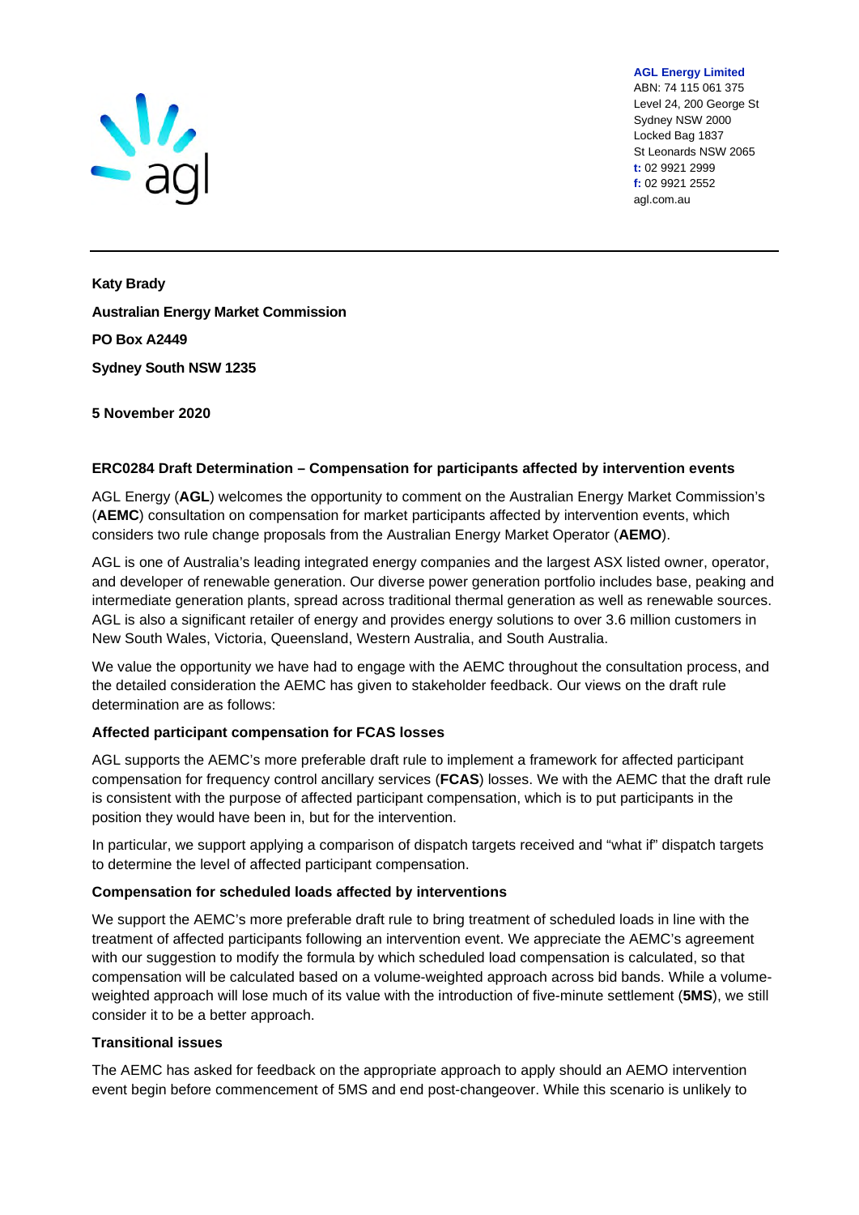**AGL Energy Limited**
ABN: 74 115 061 375
Level 24, 200 George St
Sydney NSW 2000
Locked Bag 1837
St Leonards NSW 2065
**t:** 02 9921 2999
**f:** 02 9921 2552
agl.com.au

---

**Katy Brady**

**Australian Energy Market Commission**

**PO Box A2449**

**Sydney South NSW 1235**

**5 November 2020**

**ERC0284 Draft Determination – Compensation for participants affected by intervention events**

AGL Energy (**AGL**) welcomes the opportunity to comment on the Australian Energy Market Commission's (**AEMC**) consultation on compensation for market participants affected by intervention events, which considers two rule change proposals from the Australian Energy Market Operator (**AEMO**).

AGL is one of Australia's leading integrated energy companies and the largest ASX listed owner, operator, and developer of renewable generation. Our diverse power generation portfolio includes base, peaking and intermediate generation plants, spread across traditional thermal generation as well as renewable sources. AGL is also a significant retailer of energy and provides energy solutions to over 3.6 million customers in New South Wales, Victoria, Queensland, Western Australia, and South Australia.

We value the opportunity we have had to engage with the AEMC throughout the consultation process, and the detailed consideration the AEMC has given to stakeholder feedback. Our views on the draft rule determination are as follows:

**Affected participant compensation for FCAS losses**

AGL supports the AEMC's more preferable draft rule to implement a framework for affected participant compensation for frequency control ancillary services (**FCAS**) losses. We with the AEMC that the draft rule is consistent with the purpose of affected participant compensation, which is to put participants in the position they would have been in, but for the intervention.

In particular, we support applying a comparison of dispatch targets received and "what if" dispatch targets to determine the level of affected participant compensation.

**Compensation for scheduled loads affected by interventions**

We support the AEMC's more preferable draft rule to bring treatment of scheduled loads in line with the treatment of affected participants following an intervention event. We appreciate the AEMC's agreement with our suggestion to modify the formula by which scheduled load compensation is calculated, so that compensation will be calculated based on a volume-weighted approach across bid bands. While a volume-weighted approach will lose much of its value with the introduction of five-minute settlement (**5MS**), we still consider it to be a better approach.

**Transitional issues**

The AEMC has asked for feedback on the appropriate approach to apply should an AEMO intervention event begin before commencement of 5MS and end post-changeover. While this scenario is unlikely to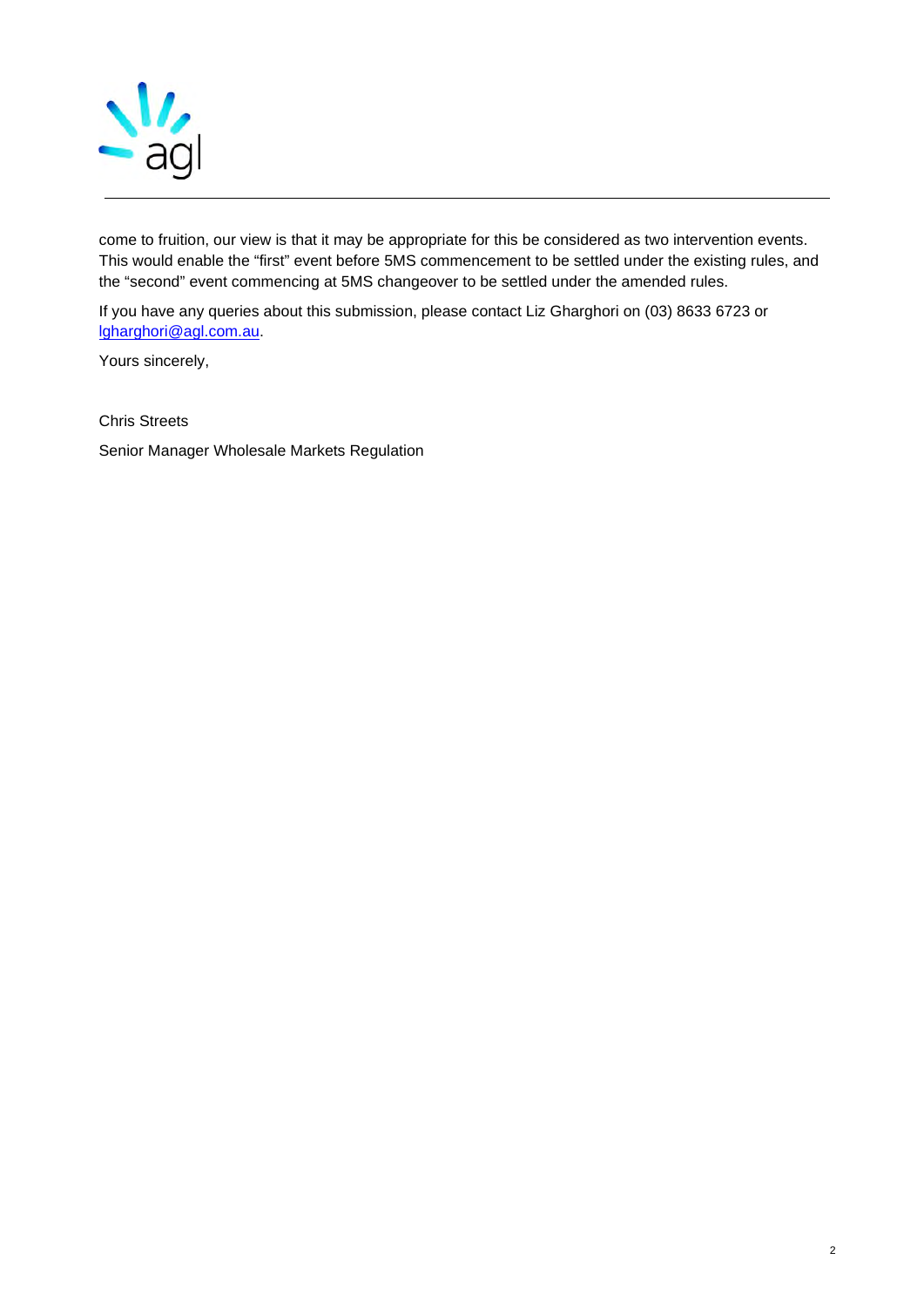come to fruition, our view is that it may be appropriate for this be considered as two intervention events. This would enable the "first" event before 5MS commencement to be settled under the existing rules, and the "second" event commencing at 5MS changeover to be settled under the amended rules.

If you have any queries about this submission, please contact Liz Gharghori on (03) 8633 6723 or lgharghori@agl.com.au.

Yours sincerely,

Chris Streets

Senior Manager Wholesale Markets Regulation